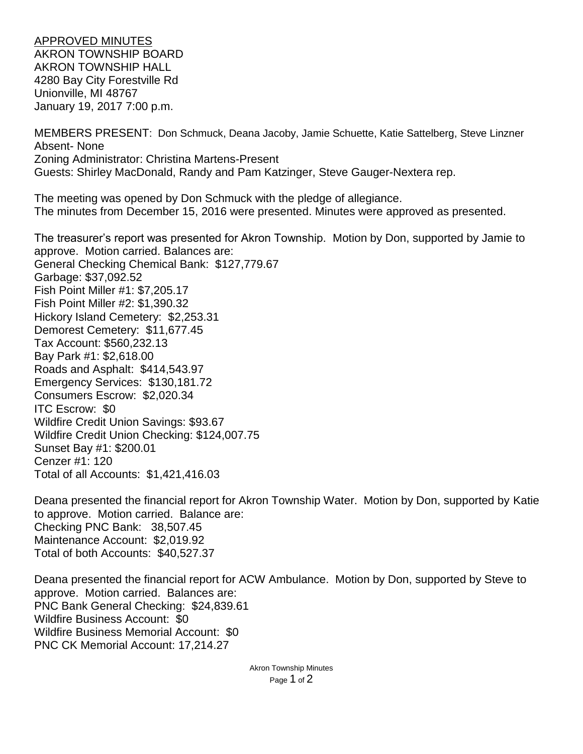APPROVED MINUTES
AKRON TOWNSHIP BOARD
AKRON TOWNSHIP HALL
4280 Bay City Forestville Rd
Unionville, MI 48767
January 19, 2017 7:00 p.m.

MEMBERS PRESENT: Don Schmuck, Deana Jacoby, Jamie Schuette, Katie Sattelberg, Steve Linzner
Absent- None
Zoning Administrator: Christina Martens-Present
Guests: Shirley MacDonald, Randy and Pam Katzinger, Steve Gauger-Nextera rep.

The meeting was opened by Don Schmuck with the pledge of allegiance.
The minutes from December 15, 2016 were presented. Minutes were approved as presented.

The treasurer's report was presented for Akron Township. Motion by Don, supported by Jamie to approve. Motion carried. Balances are:
General Checking Chemical Bank: $127,779.67
Garbage: $37,092.52
Fish Point Miller #1: $7,205.17
Fish Point Miller #2: $1,390.32
Hickory Island Cemetery: $2,253.31
Demorest Cemetery: $11,677.45
Tax Account: $560,232.13
Bay Park #1: $2,618.00
Roads and Asphalt: $414,543.97
Emergency Services: $130,181.72
Consumers Escrow: $2,020.34
ITC Escrow: $0
Wildfire Credit Union Savings: $93.67
Wildfire Credit Union Checking: $124,007.75
Sunset Bay #1: $200.01
Cenzer #1: 120
Total of all Accounts: $1,421,416.03

Deana presented the financial report for Akron Township Water. Motion by Don, supported by Katie to approve. Motion carried. Balance are:
Checking PNC Bank: 38,507.45
Maintenance Account: $2,019.92
Total of both Accounts: $40,527.37

Deana presented the financial report for ACW Ambulance. Motion by Don, supported by Steve to approve. Motion carried. Balances are:
PNC Bank General Checking: $24,839.61
Wildfire Business Account: $0
Wildfire Business Memorial Account: $0
PNC CK Memorial Account: 17,214.27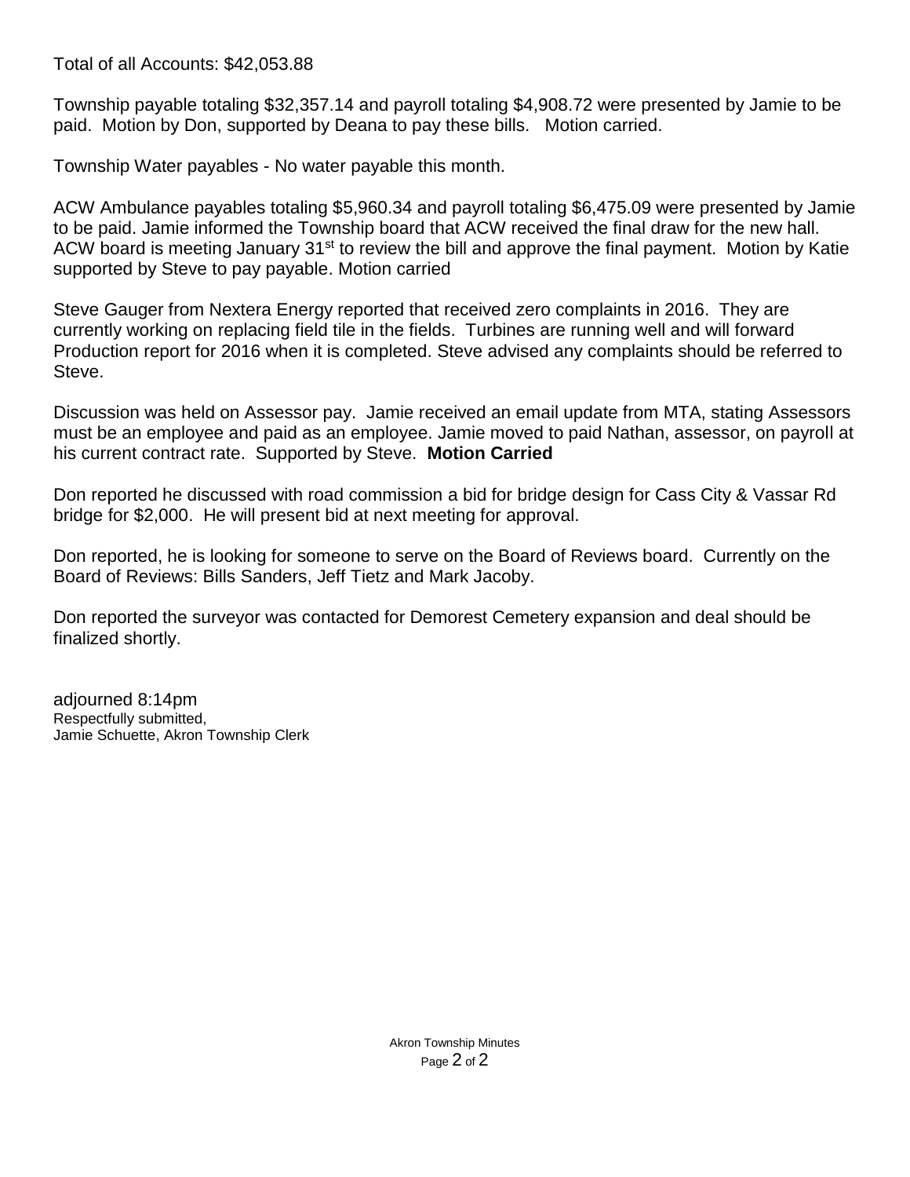Total of all Accounts: $42,053.88

Township payable totaling $32,357.14 and payroll totaling $4,908.72 were presented by Jamie to be paid. Motion by Don, supported by Deana to pay these bills. Motion carried.

Township Water payables - No water payable this month.

ACW Ambulance payables totaling $5,960.34 and payroll totaling $6,475.09 were presented by Jamie to be paid. Jamie informed the Township board that ACW received the final draw for the new hall. ACW board is meeting January 31st to review the bill and approve the final payment. Motion by Katie supported by Steve to pay payable. Motion carried

Steve Gauger from Nextera Energy reported that received zero complaints in 2016. They are currently working on replacing field tile in the fields. Turbines are running well and will forward Production report for 2016 when it is completed. Steve advised any complaints should be referred to Steve.

Discussion was held on Assessor pay. Jamie received an email update from MTA, stating Assessors must be an employee and paid as an employee. Jamie moved to paid Nathan, assessor, on payroll at his current contract rate. Supported by Steve. **Motion Carried**

Don reported he discussed with road commission a bid for bridge design for Cass City & Vassar Rd bridge for $2,000. He will present bid at next meeting for approval.

Don reported, he is looking for someone to serve on the Board of Reviews board. Currently on the Board of Reviews: Bills Sanders, Jeff Tietz and Mark Jacoby.

Don reported the surveyor was contacted for Demorest Cemetery expansion and deal should be finalized shortly.

adjourned 8:14pm
Respectfully submitted,
Jamie Schuette, Akron Township Clerk